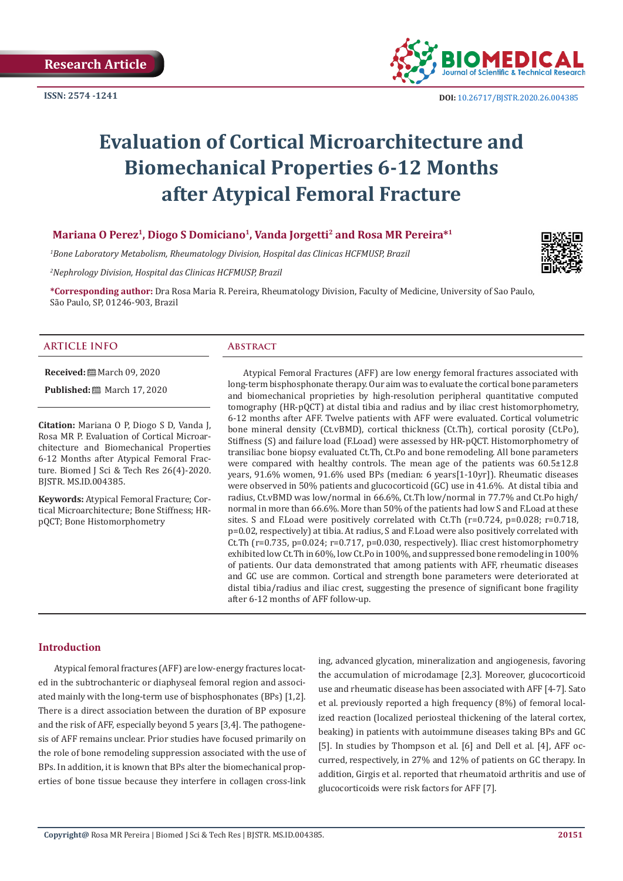Research Article

ISSN: 2574 -1241

DOI: 10.26717/BJSTR.2020.26.004385

# Evaluation of Cortical Microarchitecture and Biomechanical Properties 6-12 Months after Atypical Femoral Fracture

**Mariana O Perez[1], Diogo S Domiciano[1], Vanda Jorgetti[2] and Rosa MR Pereira*[1]**

[1]*Bone Laboratory Metabolism, Rheumatology Division, Hospital das Clinicas HCFMUSP, Brazil*

[2]*Nephrology Division, Hospital das Clinicas HCFMUSP, Brazil*

**\*Corresponding author:** Dra Rosa Maria R. Pereira, Rheumatology Division, Faculty of Medicine, University of Sao Paulo, São Paulo, SP, 01246-903, Brazil

## ARTICLE INFO

**Received:** March 09, 2020

**Published:** March 17, 2020

**Citation:** Mariana O P, Diogo S D, Vanda J, Rosa MR P. Evaluation of Cortical Microarchitecture and Biomechanical Properties 6-12 Months after Atypical Femoral Fracture. Biomed J Sci & Tech Res 26(4)-2020. BJSTR. MS.ID.004385.

**Keywords:** Atypical Femoral Fracture; Cortical Microarchitecture; Bone Stiffness; HR-pQCT; Bone Histomorphometry

## Abstract

Atypical Femoral Fractures (AFF) are low energy femoral fractures associated with long-term bisphosphonate therapy. Our aim was to evaluate the cortical bone parameters and biomechanical proprieties by high-resolution peripheral quantitative computed tomography (HR-pQCT) at distal tibia and radius and by iliac crest histomorphometry, 6-12 months after AFF. Twelve patients with AFF were evaluated. Cortical volumetric bone mineral density (Ct.vBMD), cortical thickness (Ct.Th), cortical porosity (Ct.Po), Stiffness (S) and failure load (F.Load) were assessed by HR-pQCT. Histomorphometry of transiliac bone biopsy evaluated Ct.Th, Ct.Po and bone remodeling. All bone parameters were compared with healthy controls. The mean age of the patients was 60.5±12.8 years, 91.6% women, 91.6% used BPs (median: 6 years[1-10yr]). Rheumatic diseases were observed in 50% patients and glucocorticoid (GC) use in 41.6%. At distal tibia and radius, Ct.vBMD was low/normal in 66.6%, Ct.Th low/normal in 77.7% and Ct.Po high/normal in more than 66.6%. More than 50% of the patients had low S and F.Load at these sites. S and F.Load were positively correlated with Ct.Th ($r=0.724$, $p=0.028$; $r=0.718$, $p=0.02$, respectively) at tibia. At radius, S and F.Load were also positively correlated with Ct.Th ($r=0.735$, $p=0.024$; $r=0.717$, $p=0.030$, respectively). Iliac crest histomorphometry exhibited low Ct.Th in 60%, low Ct.Po in 100%, and suppressed bone remodeling in 100% of patients. Our data demonstrated that among patients with AFF, rheumatic diseases and GC use are common. Cortical and strength bone parameters were deteriorated at distal tibia/radius and iliac crest, suggesting the presence of significant bone fragility after 6-12 months of AFF follow-up.

## Introduction

Atypical femoral fractures (AFF) are low-energy fractures located in the subtrochanteric or diaphyseal femoral region and associated mainly with the long-term use of bisphosphonates (BPs) [1,2]. There is a direct association between the duration of BP exposure and the risk of AFF, especially beyond 5 years [3,4]. The pathogenesis of AFF remains unclear. Prior studies have focused primarily on the role of bone remodeling suppression associated with the use of BPs. In addition, it is known that BPs alter the biomechanical properties of bone tissue because they interfere in collagen cross-linking, advanced glycation, mineralization and angiogenesis, favoring the accumulation of microdamage [2,3]. Moreover, glucocorticoid use and rheumatic disease has been associated with AFF [4-7]. Sato et al. previously reported a high frequency (8%) of femoral localized reaction (localized periosteal thickening of the lateral cortex, beaking) in patients with autoimmune diseases taking BPs and GC [5]. In studies by Thompson et al. [6] and Dell et al. [4], AFF occurred, respectively, in 27% and 12% of patients on GC therapy. In addition, Girgis et al. reported that rheumatoid arthritis and use of glucocorticoids were risk factors for AFF [7].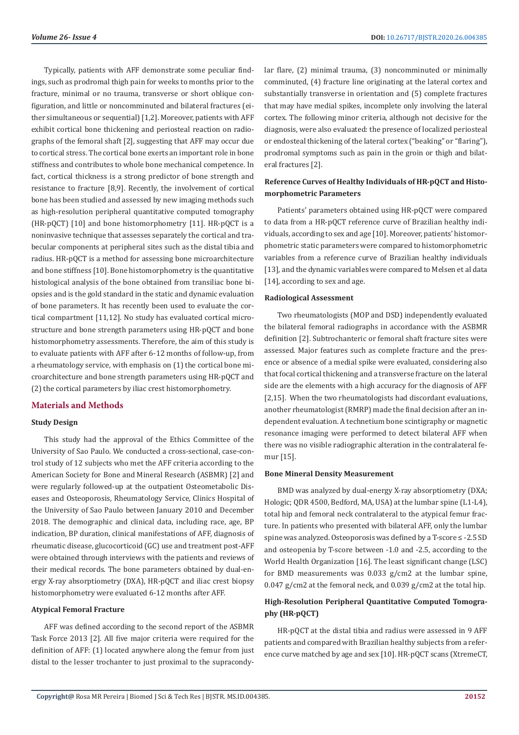Typically, patients with AFF demonstrate some peculiar findings, such as prodromal thigh pain for weeks to months prior to the fracture, minimal or no trauma, transverse or short oblique configuration, and little or noncomminuted and bilateral fractures (either simultaneous or sequential) [1,2]. Moreover, patients with AFF exhibit cortical bone thickening and periosteal reaction on radiographs of the femoral shaft [2], suggesting that AFF may occur due to cortical stress. The cortical bone exerts an important role in bone stiffness and contributes to whole bone mechanical competence. In fact, cortical thickness is a strong predictor of bone strength and resistance to fracture [8,9]. Recently, the involvement of cortical bone has been studied and assessed by new imaging methods such as high-resolution peripheral quantitative computed tomography (HR-pQCT) [10] and bone histomorphometry [11]. HR-pQCT is a noninvasive technique that assesses separately the cortical and trabecular components at peripheral sites such as the distal tibia and radius. HR-pQCT is a method for assessing bone microarchitecture and bone stiffness [10]. Bone histomorphometry is the quantitative histological analysis of the bone obtained from transiliac bone biopsies and is the gold standard in the static and dynamic evaluation of bone parameters. It has recently been used to evaluate the cortical compartment [11,12]. No study has evaluated cortical microstructure and bone strength parameters using HR-pQCT and bone histomorphometry assessments. Therefore, the aim of this study is to evaluate patients with AFF after 6-12 months of follow-up, from a rheumatology service, with emphasis on (1) the cortical bone microarchitecture and bone strength parameters using HR-pQCT and (2) the cortical parameters by iliac crest histomorphometry.

## Materials and Methods

### Study Design

This study had the approval of the Ethics Committee of the University of Sao Paulo. We conducted a cross-sectional, case-control study of 12 subjects who met the AFF criteria according to the American Society for Bone and Mineral Research (ASBMR) [2] and were regularly followed-up at the outpatient Osteometabolic Diseases and Osteoporosis, Rheumatology Service, Clinics Hospital of the University of Sao Paulo between January 2010 and December 2018. The demographic and clinical data, including race, age, BP indication, BP duration, clinical manifestations of AFF, diagnosis of rheumatic disease, glucocorticoid (GC) use and treatment post-AFF were obtained through interviews with the patients and reviews of their medical records. The bone parameters obtained by dual-energy X-ray absorptiometry (DXA), HR-pQCT and iliac crest biopsy histomorphometry were evaluated 6-12 months after AFF.

### Atypical Femoral Fracture

AFF was defined according to the second report of the ASBMR Task Force 2013 [2]. All five major criteria were required for the definition of AFF: (1) located anywhere along the femur from just distal to the lesser trochanter to just proximal to the supracondylar flare, (2) minimal trauma, (3) noncomminuted or minimally comminuted, (4) fracture line originating at the lateral cortex and substantially transverse in orientation and (5) complete fractures that may have medial spikes, incomplete only involving the lateral cortex. The following minor criteria, although not decisive for the diagnosis, were also evaluated: the presence of localized periosteal or endosteal thickening of the lateral cortex ("beaking" or "flaring"), prodromal symptoms such as pain in the groin or thigh and bilateral fractures [2].

### Reference Curves of Healthy Individuals of HR-pQCT and Histomorphometric Parameters

Patients' parameters obtained using HR-pQCT were compared to data from a HR-pQCT reference curve of Brazilian healthy individuals, according to sex and age [10]. Moreover, patients' histomorphometric static parameters were compared to histomorphometric variables from a reference curve of Brazilian healthy individuals [13], and the dynamic variables were compared to Melsen et al data [14], according to sex and age.

### Radiological Assessment

Two rheumatologists (MOP and DSD) independently evaluated the bilateral femoral radiographs in accordance with the ASBMR definition [2]. Subtrochanteric or femoral shaft fracture sites were assessed. Major features such as complete fracture and the presence or absence of a medial spike were evaluated, considering also that focal cortical thickening and a transverse fracture on the lateral side are the elements with a high accuracy for the diagnosis of AFF [2,15]. When the two rheumatologists had discordant evaluations, another rheumatologist (RMRP) made the final decision after an independent evaluation. A technetium bone scintigraphy or magnetic resonance imaging were performed to detect bilateral AFF when there was no visible radiographic alteration in the contralateral femur [15].

### Bone Mineral Density Measurement

BMD was analyzed by dual-energy X-ray absorptiometry (DXA; Hologic; QDR 4500, Bedford, MA, USA) at the lumbar spine (L1-L4), total hip and femoral neck contralateral to the atypical femur fracture. In patients who presented with bilateral AFF, only the lumbar spine was analyzed. Osteoporosis was defined by a T-score ≤ -2.5 SD and osteopenia by T-score between -1.0 and -2.5, according to the World Health Organization [16]. The least significant change (LSC) for BMD measurements was 0.033 g/cm2 at the lumbar spine, 0.047 g/cm2 at the femoral neck, and 0.039 g/cm2 at the total hip.

### High-Resolution Peripheral Quantitative Computed Tomography (HR-pQCT)

HR-pQCT at the distal tibia and radius were assessed in 9 AFF patients and compared with Brazilian healthy subjects from a reference curve matched by age and sex [10]. HR-pQCT scans (XtremeCT,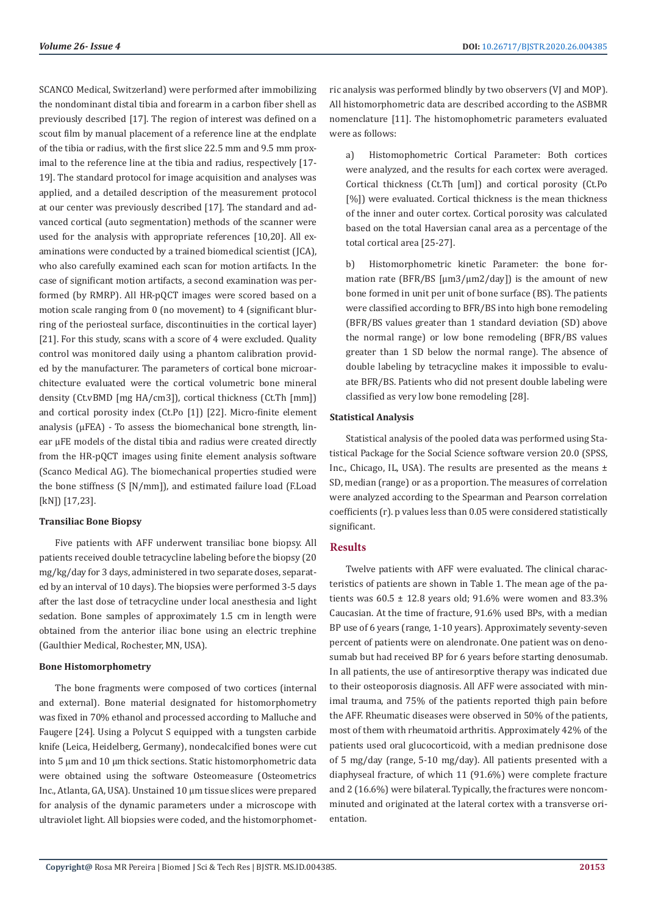SCANCO Medical, Switzerland) were performed after immobilizing the nondominant distal tibia and forearm in a carbon fiber shell as previously described [17]. The region of interest was defined on a scout film by manual placement of a reference line at the endplate of the tibia or radius, with the first slice 22.5 mm and 9.5 mm proximal to the reference line at the tibia and radius, respectively [17-19]. The standard protocol for image acquisition and analyses was applied, and a detailed description of the measurement protocol at our center was previously described [17]. The standard and advanced cortical (auto segmentation) methods of the scanner were used for the analysis with appropriate references [10,20]. All examinations were conducted by a trained biomedical scientist (JCA), who also carefully examined each scan for motion artifacts. In the case of significant motion artifacts, a second examination was performed (by RMRP). All HR-pQCT images were scored based on a motion scale ranging from 0 (no movement) to 4 (significant blurring of the periosteal surface, discontinuities in the cortical layer) [21]. For this study, scans with a score of 4 were excluded. Quality control was monitored daily using a phantom calibration provided by the manufacturer. The parameters of cortical bone microarchitecture evaluated were the cortical volumetric bone mineral density (Ct.vBMD [mg HA/cm3]), cortical thickness (Ct.Th [mm]) and cortical porosity index (Ct.Po [1]) [22]. Micro-finite element analysis (μFEA) - To assess the biomechanical bone strength, linear μFE models of the distal tibia and radius were created directly from the HR-pQCT images using finite element analysis software (Scanco Medical AG). The biomechanical properties studied were the bone stiffness (S [N/mm]), and estimated failure load (F.Load [kN]) [17,23].

#### Transiliac Bone Biopsy

Five patients with AFF underwent transiliac bone biopsy. All patients received double tetracycline labeling before the biopsy (20 mg/kg/day for 3 days, administered in two separate doses, separated by an interval of 10 days). The biopsies were performed 3-5 days after the last dose of tetracycline under local anesthesia and light sedation. Bone samples of approximately 1.5 cm in length were obtained from the anterior iliac bone using an electric trephine (Gaulthier Medical, Rochester, MN, USA).

#### Bone Histomorphometry

The bone fragments were composed of two cortices (internal and external). Bone material designated for histomorphometry was fixed in 70% ethanol and processed according to Malluche and Faugere [24]. Using a Polycut S equipped with a tungsten carbide knife (Leica, Heidelberg, Germany), nondecalcified bones were cut into 5 μm and 10 μm thick sections. Static histomorphometric data were obtained using the software Osteomeasure (Osteometrics Inc., Atlanta, GA, USA). Unstained 10 μm tissue slices were prepared for analysis of the dynamic parameters under a microscope with ultraviolet light. All biopsies were coded, and the histomorphometric analysis was performed blindly by two observers (VJ and MOP). All histomorphometric data are described according to the ASBMR nomenclature [11]. The histomophometric parameters evaluated were as follows:

a) Histomophometric Cortical Parameter: Both cortices were analyzed, and the results for each cortex were averaged. Cortical thickness (Ct.Th [um]) and cortical porosity (Ct.Po [%]) were evaluated. Cortical thickness is the mean thickness of the inner and outer cortex. Cortical porosity was calculated based on the total Haversian canal area as a percentage of the total cortical area [25-27].

b) Histomorphometric kinetic Parameter: the bone formation rate (BFR/BS [μm3/μm2/day]) is the amount of new bone formed in unit per unit of bone surface (BS). The patients were classified according to BFR/BS into high bone remodeling (BFR/BS values greater than 1 standard deviation (SD) above the normal range) or low bone remodeling (BFR/BS values greater than 1 SD below the normal range). The absence of double labeling by tetracycline makes it impossible to evaluate BFR/BS. Patients who did not present double labeling were classified as very low bone remodeling [28].

#### Statistical Analysis

Statistical analysis of the pooled data was performed using Statistical Package for the Social Science software version 20.0 (SPSS, Inc., Chicago, IL, USA). The results are presented as the means ± SD, median (range) or as a proportion. The measures of correlation were analyzed according to the Spearman and Pearson correlation coefficients (r). p values less than 0.05 were considered statistically significant.

## Results

Twelve patients with AFF were evaluated. The clinical characteristics of patients are shown in Table 1. The mean age of the patients was 60.5 ± 12.8 years old; 91.6% were women and 83.3% Caucasian. At the time of fracture, 91.6% used BPs, with a median BP use of 6 years (range, 1-10 years). Approximately seventy-seven percent of patients were on alendronate. One patient was on denosumab but had received BP for 6 years before starting denosumab. In all patients, the use of antiresorptive therapy was indicated due to their osteoporosis diagnosis. All AFF were associated with minimal trauma, and 75% of the patients reported thigh pain before the AFF. Rheumatic diseases were observed in 50% of the patients, most of them with rheumatoid arthritis. Approximately 42% of the patients used oral glucocorticoid, with a median prednisone dose of 5 mg/day (range, 5-10 mg/day). All patients presented with a diaphyseal fracture, of which 11 (91.6%) were complete fracture and 2 (16.6%) were bilateral. Typically, the fractures were noncomminuted and originated at the lateral cortex with a transverse orientation.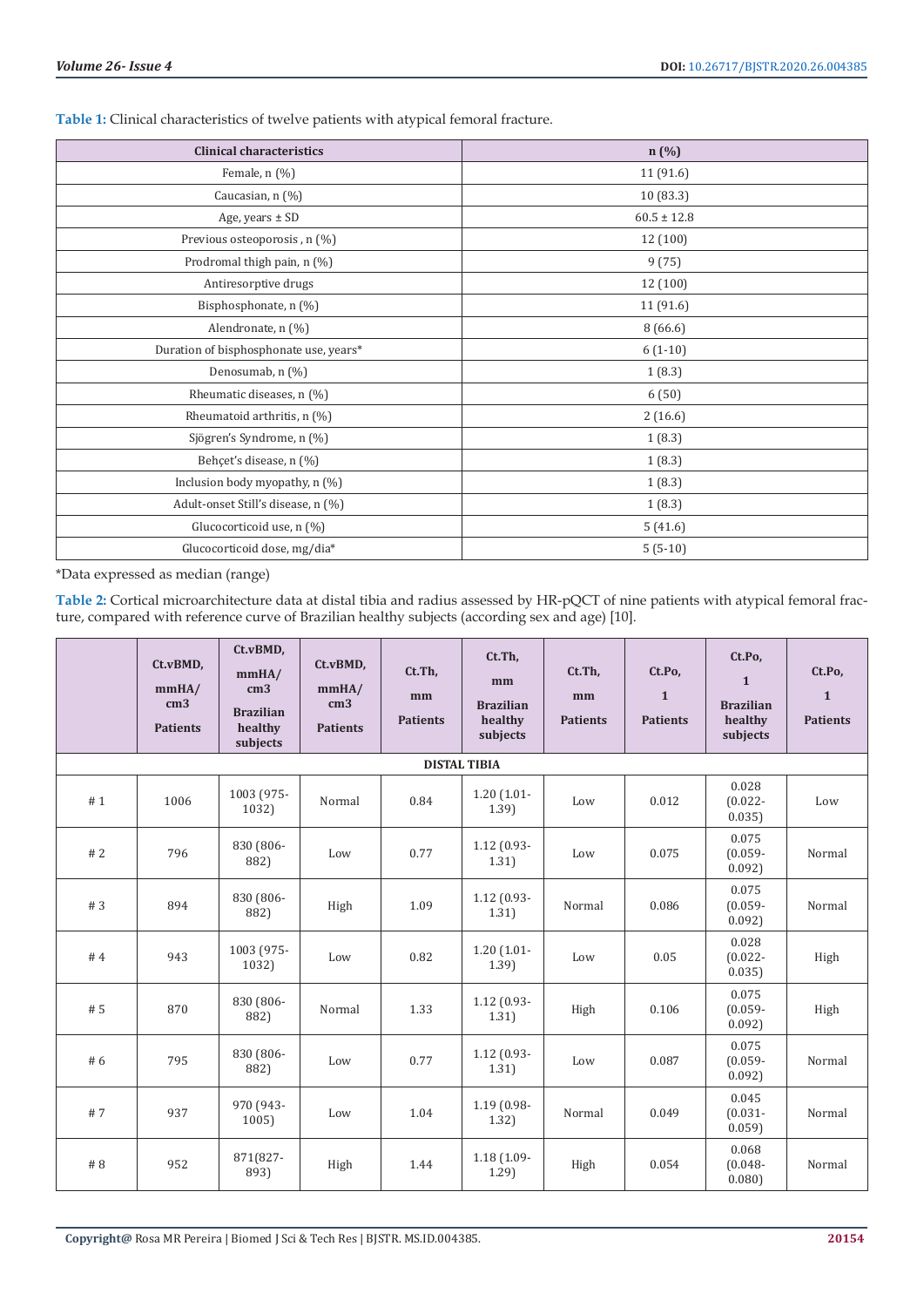**Table 1:** Clinical characteristics of twelve patients with atypical femoral fracture.

| Clinical characteristics | n (%) |
|---|---|
| Female, n (%) | 11 (91.6) |
| Caucasian, n (%) | 10 (83.3) |
| Age, years ± SD | 60.5 ± 12.8 |
| Previous osteoporosis , n (%) | 12 (100) |
| Prodromal thigh pain, n (%) | 9 (75) |
| Antiresorptive drugs | 12 (100) |
| Bisphosphonate, n (%) | 11 (91.6) |
| Alendronate, n (%) | 8 (66.6) |
| Duration of bisphosphonate use, years* | 6 (1-10) |
| Denosumab, n (%) | 1 (8.3) |
| Rheumatic diseases, n (%) | 6 (50) |
| Rheumatoid arthritis, n (%) | 2 (16.6) |
| Sjögren's Syndrome, n (%) | 1 (8.3) |
| Behçet's disease, n (%) | 1 (8.3) |
| Inclusion body myopathy, n (%) | 1 (8.3) |
| Adult-onset Still's disease, n (%) | 1 (8.3) |
| Glucocorticoid use, n (%) | 5 (41.6) |
| Glucocorticoid dose, mg/dia* | 5 (5-10) |

*Data expressed as median (range)

**Table 2:** Cortical microarchitecture data at distal tibia and radius assessed by HR-pQCT of nine patients with atypical femoral fracture, compared with reference curve of Brazilian healthy subjects (according sex and age) [10].

| | Ct.vBMD, mmHA/cm3 Patients | Ct.vBMD, mmHA/cm3 Brazilian healthy subjects | Ct.vBMD, mmHA/cm3 Patients | Ct.Th, mm Patients | Ct.Th, mm Brazilian healthy subjects | Ct.Th, mm Patients | Ct.Po, 1 Patients | Ct.Po, 1 Brazilian healthy subjects | Ct.Po, 1 Patients |
|---|---|---|---|---|---|---|---|---|---|
| **DISTAL TIBIA** | | | | | | | | | |
| # 1 | 1006 | 1003 (975-1032) | Normal | 0.84 | 1.20 (1.01-1.39) | Low | 0.012 | 0.028 (0.022-0.035) | Low |
| # 2 | 796 | 830 (806-882) | Low | 0.77 | 1.12 (0.93-1.31) | Low | 0.075 | 0.075 (0.059-0.092) | Normal |
| # 3 | 894 | 830 (806-882) | High | 1.09 | 1.12 (0.93-1.31) | Normal | 0.086 | 0.075 (0.059-0.092) | Normal |
| # 4 | 943 | 1003 (975-1032) | Low | 0.82 | 1.20 (1.01-1.39) | Low | 0.05 | 0.028 (0.022-0.035) | High |
| # 5 | 870 | 830 (806-882) | Normal | 1.33 | 1.12 (0.93-1.31) | High | 0.106 | 0.075 (0.059-0.092) | High |
| # 6 | 795 | 830 (806-882) | Low | 0.77 | 1.12 (0.93-1.31) | Low | 0.087 | 0.075 (0.059-0.092) | Normal |
| # 7 | 937 | 970 (943-1005) | Low | 1.04 | 1.19 (0.98-1.32) | Normal | 0.049 | 0.045 (0.031-0.059) | Normal |
| # 8 | 952 | 871(827-893) | High | 1.44 | 1.18 (1.09-1.29) | High | 0.054 | 0.068 (0.048-0.080) | Normal |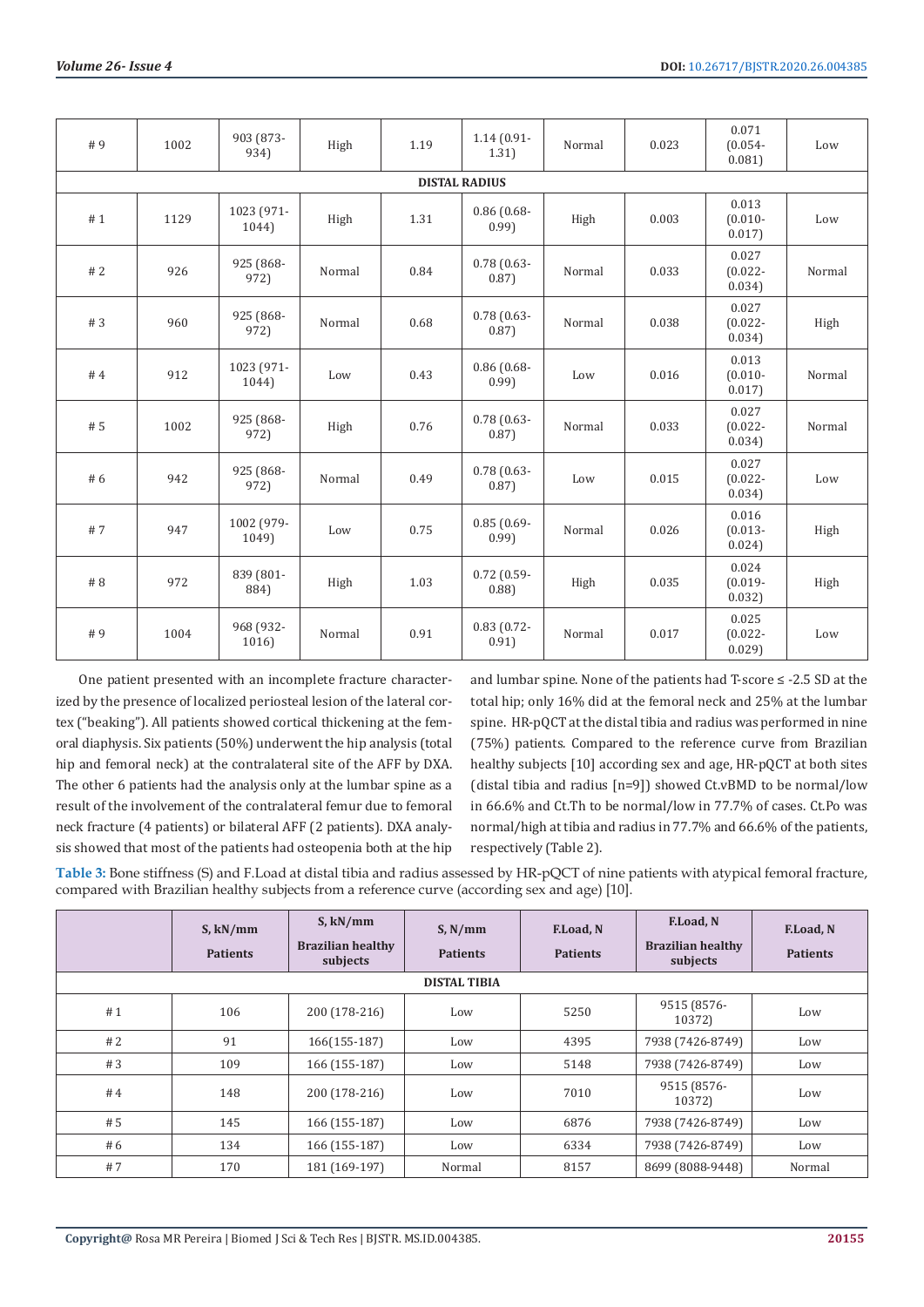| # 9 | 1002 | 903 (873-934) | High | 1.19 | 1.14 (0.91-1.31) | Normal | 0.023 | 0.071 (0.054-0.081) | Low |
|---|---|---|---|---|---|---|---|---|---|
| **DISTAL RADIUS** | | | | | | | | | |
| # 1 | 1129 | 1023 (971-1044) | High | 1.31 | 0.86 (0.68-0.99) | High | 0.003 | 0.013 (0.010-0.017) | Low |
| # 2 | 926 | 925 (868-972) | Normal | 0.84 | 0.78 (0.63-0.87) | Normal | 0.033 | 0.027 (0.022-0.034) | Normal |
| # 3 | 960 | 925 (868-972) | Normal | 0.68 | 0.78 (0.63-0.87) | Normal | 0.038 | 0.027 (0.022-0.034) | High |
| # 4 | 912 | 1023 (971-1044) | Low | 0.43 | 0.86 (0.68-0.99) | Low | 0.016 | 0.013 (0.010-0.017) | Normal |
| # 5 | 1002 | 925 (868-972) | High | 0.76 | 0.78 (0.63-0.87) | Normal | 0.033 | 0.027 (0.022-0.034) | Normal |
| # 6 | 942 | 925 (868-972) | Normal | 0.49 | 0.78 (0.63-0.87) | Low | 0.015 | 0.027 (0.022-0.034) | Low |
| # 7 | 947 | 1002 (979-1049) | Low | 0.75 | 0.85 (0.69-0.99) | Normal | 0.026 | 0.016 (0.013-0.024) | High |
| # 8 | 972 | 839 (801-884) | High | 1.03 | 0.72 (0.59-0.88) | High | 0.035 | 0.024 (0.019-0.032) | High |
| # 9 | 1004 | 968 (932-1016) | Normal | 0.91 | 0.83 (0.72-0.91) | Normal | 0.017 | 0.025 (0.022-0.029) | Low |

One patient presented with an incomplete fracture characterized by the presence of localized periosteal lesion of the lateral cortex ("beaking"). All patients showed cortical thickening at the femoral diaphysis. Six patients (50%) underwent the hip analysis (total hip and femoral neck) at the contralateral site of the AFF by DXA. The other 6 patients had the analysis only at the lumbar spine as a result of the involvement of the contralateral femur due to femoral neck fracture (4 patients) or bilateral AFF (2 patients). DXA analysis showed that most of the patients had osteopenia both at the hip and lumbar spine. None of the patients had T-score ≤ -2.5 SD at the total hip; only 16% did at the femoral neck and 25% at the lumbar spine. HR-pQCT at the distal tibia and radius was performed in nine (75%) patients. Compared to the reference curve from Brazilian healthy subjects [10] according sex and age, HR-pQCT at both sites (distal tibia and radius [n=9]) showed Ct.vBMD to be normal/low in 66.6% and Ct.Th to be normal/low in 77.7% of cases. Ct.Po was normal/high at tibia and radius in 77.7% and 66.6% of the patients, respectively (Table 2).

**Table 3:** Bone stiffness (S) and F.Load at distal tibia and radius assessed by HR-pQCT of nine patients with atypical femoral fracture, compared with Brazilian healthy subjects from a reference curve (according sex and age) [10].

| | S, kN/mm Patients | S, kN/mm Brazilian healthy subjects | S, N/mm Patients | F.Load, N Patients | F.Load, N Brazilian healthy subjects | F.Load, N Patients |
|---|---|---|---|---|---|---|
| **DISTAL TIBIA** | | | | | | |
| # 1 | 106 | 200 (178-216) | Low | 5250 | 9515 (8576-10372) | Low |
| # 2 | 91 | 166(155-187) | Low | 4395 | 7938 (7426-8749) | Low |
| # 3 | 109 | 166 (155-187) | Low | 5148 | 7938 (7426-8749) | Low |
| # 4 | 148 | 200 (178-216) | Low | 7010 | 9515 (8576-10372) | Low |
| # 5 | 145 | 166 (155-187) | Low | 6876 | 7938 (7426-8749) | Low |
| # 6 | 134 | 166 (155-187) | Low | 6334 | 7938 (7426-8749) | Low |
| # 7 | 170 | 181 (169-197) | Normal | 8157 | 8699 (8088-9448) | Normal |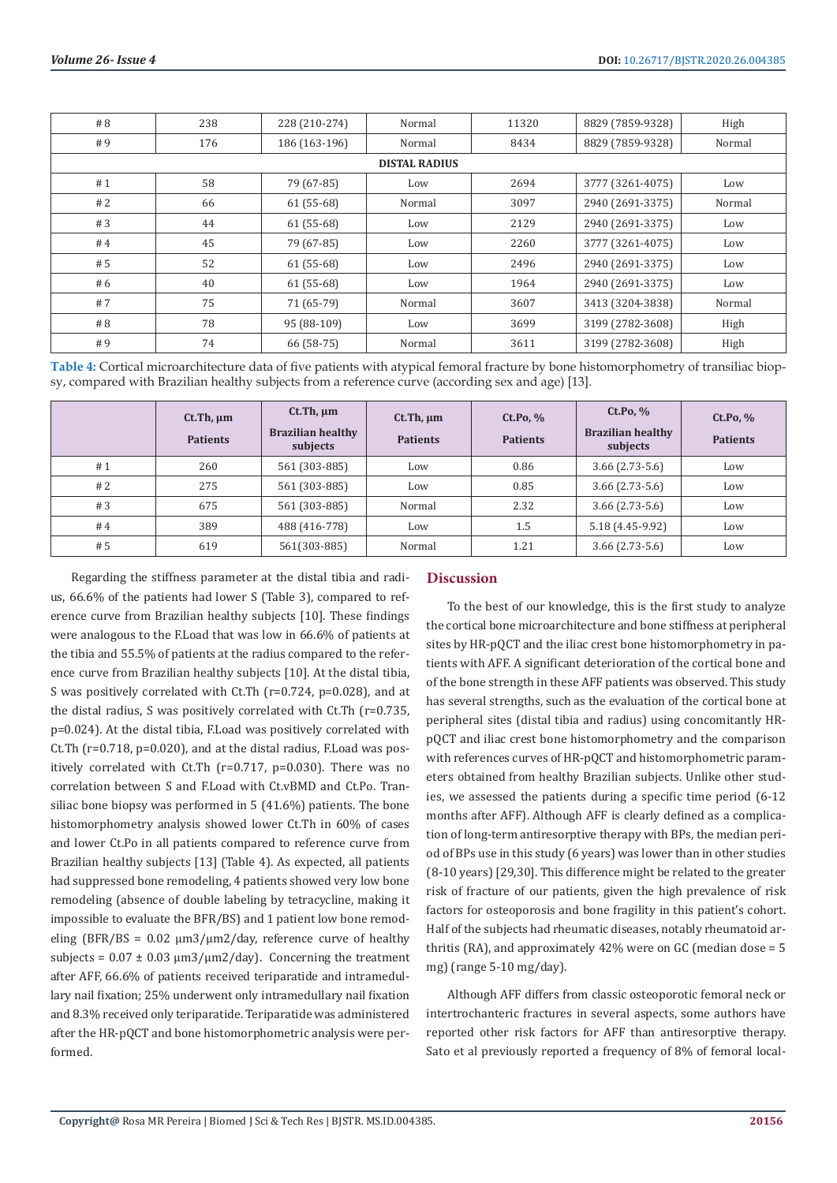| #8 | 238 | 228 (210-274) | Normal | 11320 | 8829 (7859-9328) | High |
|---|---|---|---|---|---|---|
| #9 | 176 | 186 (163-196) | Normal | 8434 | 8829 (7859-9328) | Normal |
| **DISTAL RADIUS** | | | | | | |
| #1 | 58 | 79 (67-85) | Low | 2694 | 3777 (3261-4075) | Low |
| #2 | 66 | 61 (55-68) | Normal | 3097 | 2940 (2691-3375) | Normal |
| #3 | 44 | 61 (55-68) | Low | 2129 | 2940 (2691-3375) | Low |
| #4 | 45 | 79 (67-85) | Low | 2260 | 3777 (3261-4075) | Low |
| #5 | 52 | 61 (55-68) | Low | 2496 | 2940 (2691-3375) | Low |
| #6 | 40 | 61 (55-68) | Low | 1964 | 2940 (2691-3375) | Low |
| #7 | 75 | 71 (65-79) | Normal | 3607 | 3413 (3204-3838) | Normal |
| #8 | 78 | 95 (88-109) | Low | 3699 | 3199 (2782-3608) | High |
| #9 | 74 | 66 (58-75) | Normal | 3611 | 3199 (2782-3608) | High |

**Table 4:** Cortical microarchitecture data of five patients with atypical femoral fracture by bone histomorphometry of transiliac biopsy, compared with Brazilian healthy subjects from a reference curve (according sex and age) [13].

| | Ct.Th, µm Patients | Ct.Th, µm Brazilian healthy subjects | Ct.Th, µm Patients | Ct.Po, % Patients | Ct.Po, % Brazilian healthy subjects | Ct.Po, % Patients |
|---|---|---|---|---|---|---|
| #1 | 260 | 561 (303-885) | Low | 0.86 | 3.66 (2.73-5.6) | Low |
| #2 | 275 | 561 (303-885) | Low | 0.85 | 3.66 (2.73-5.6) | Low |
| #3 | 675 | 561 (303-885) | Normal | 2.32 | 3.66 (2.73-5.6) | Low |
| #4 | 389 | 488 (416-778) | Low | 1.5 | 5.18 (4.45-9.92) | Low |
| #5 | 619 | 561(303-885) | Normal | 1.21 | 3.66 (2.73-5.6) | Low |

Regarding the stiffness parameter at the distal tibia and radius, 66.6% of the patients had lower S (Table 3), compared to reference curve from Brazilian healthy subjects [10]. These findings were analogous to the F.Load that was low in 66.6% of patients at the tibia and 55.5% of patients at the radius compared to the reference curve from Brazilian healthy subjects [10]. At the distal tibia, S was positively correlated with Ct.Th ($r=0.724$, $p=0.028$), and at the distal radius, S was positively correlated with Ct.Th ($r=0.735$, $p=0.024$). At the distal tibia, F.Load was positively correlated with Ct.Th ($r=0.718$, $p=0.020$), and at the distal radius, F.Load was positively correlated with Ct.Th ($r=0.717$, $p=0.030$). There was no correlation between S and F.Load with Ct.vBMD and Ct.Po. Transiliac bone biopsy was performed in 5 (41.6%) patients. The bone histomorphometry analysis showed lower Ct.Th in 60% of cases and lower Ct.Po in all patients compared to reference curve from Brazilian healthy subjects [13] (Table 4). As expected, all patients had suppressed bone remodeling, 4 patients showed very low bone remodeling (absence of double labeling by tetracycline, making it impossible to evaluate the BFR/BS) and 1 patient low bone remodeling (BFR/BS = 0.02 $\mu m^3/\mu m^2$/day, reference curve of healthy subjects = $0.07 \pm 0.03$ $\mu m^3/\mu m^2$/day). Concerning the treatment after AFF, 66.6% of patients received teriparatide and intramedullary nail fixation; 25% underwent only intramedullary nail fixation and 8.3% received only teriparatide. Teriparatide was administered after the HR-pQCT and bone histomorphometric analysis were performed.

## Discussion

To the best of our knowledge, this is the first study to analyze the cortical bone microarchitecture and bone stiffness at peripheral sites by HR-pQCT and the iliac crest bone histomorphometry in patients with AFF. A significant deterioration of the cortical bone and of the bone strength in these AFF patients was observed. This study has several strengths, such as the evaluation of the cortical bone at peripheral sites (distal tibia and radius) using concomitantly HR-pQCT and iliac crest bone histomorphometry and the comparison with references curves of HR-pQCT and histomorphometric parameters obtained from healthy Brazilian subjects. Unlike other studies, we assessed the patients during a specific time period (6-12 months after AFF). Although AFF is clearly defined as a complication of long-term antiresorptive therapy with BPs, the median period of BPs use in this study (6 years) was lower than in other studies (8-10 years) [29,30]. This difference might be related to the greater risk of fracture of our patients, given the high prevalence of risk factors for osteoporosis and bone fragility in this patient's cohort. Half of the subjects had rheumatic diseases, notably rheumatoid arthritis (RA), and approximately 42% were on GC (median dose = 5 mg) (range 5-10 mg/day).

Although AFF differs from classic osteoporotic femoral neck or intertrochanteric fractures in several aspects, some authors have reported other risk factors for AFF than antiresorptive therapy. Sato et al previously reported a frequency of 8% of femoral local-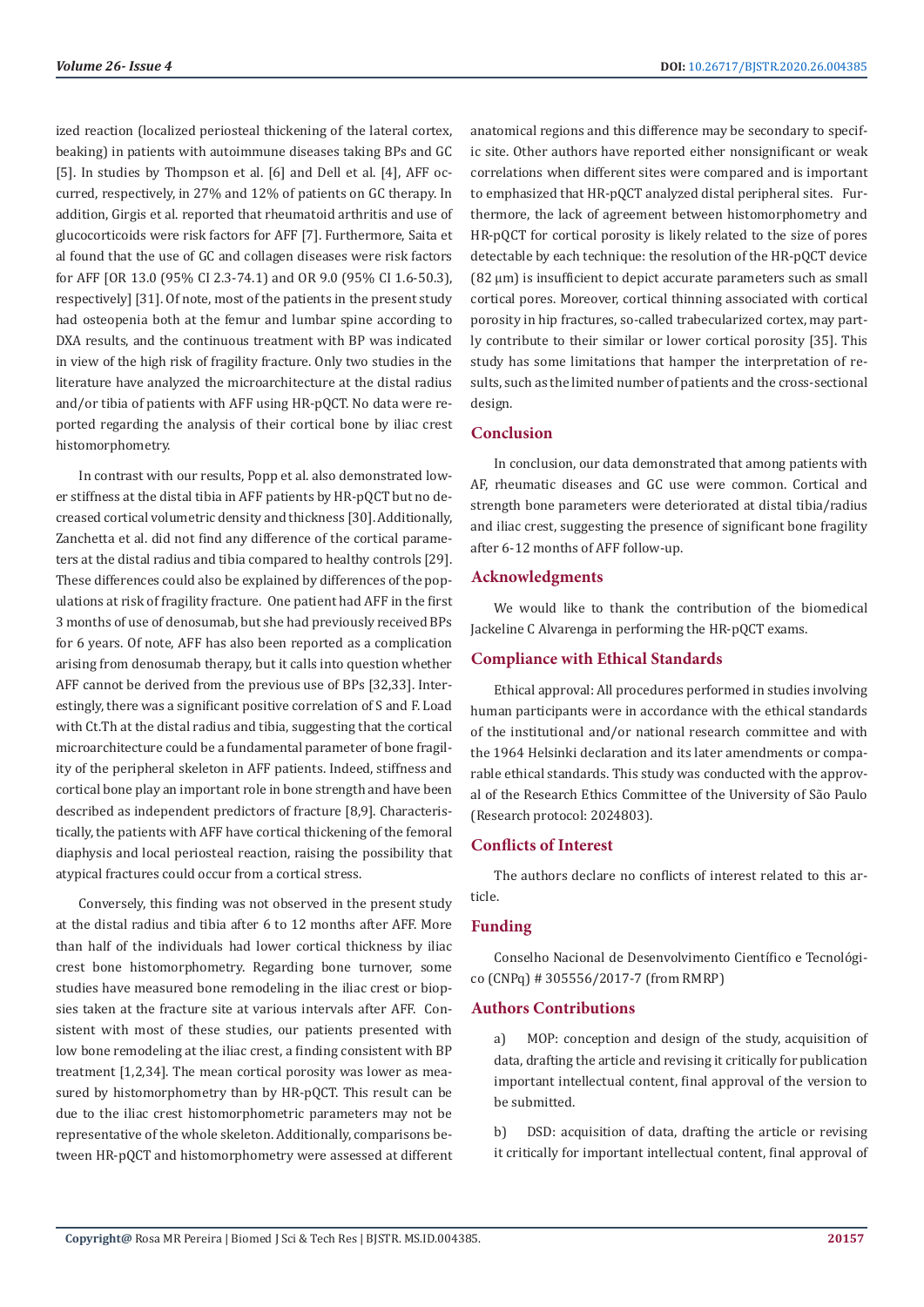ized reaction (localized periosteal thickening of the lateral cortex, beaking) in patients with autoimmune diseases taking BPs and GC [5]. In studies by Thompson et al. [6] and Dell et al. [4], AFF occurred, respectively, in 27% and 12% of patients on GC therapy. In addition, Girgis et al. reported that rheumatoid arthritis and use of glucocorticoids were risk factors for AFF [7]. Furthermore, Saita et al found that the use of GC and collagen diseases were risk factors for AFF [OR 13.0 (95% CI 2.3-74.1) and OR 9.0 (95% CI 1.6-50.3), respectively] [31]. Of note, most of the patients in the present study had osteopenia both at the femur and lumbar spine according to DXA results, and the continuous treatment with BP was indicated in view of the high risk of fragility fracture. Only two studies in the literature have analyzed the microarchitecture at the distal radius and/or tibia of patients with AFF using HR-pQCT. No data were reported regarding the analysis of their cortical bone by iliac crest histomorphometry.

In contrast with our results, Popp et al. also demonstrated lower stiffness at the distal tibia in AFF patients by HR-pQCT but no decreased cortical volumetric density and thickness [30]. Additionally, Zanchetta et al. did not find any difference of the cortical parameters at the distal radius and tibia compared to healthy controls [29]. These differences could also be explained by differences of the populations at risk of fragility fracture. One patient had AFF in the first 3 months of use of denosumab, but she had previously received BPs for 6 years. Of note, AFF has also been reported as a complication arising from denosumab therapy, but it calls into question whether AFF cannot be derived from the previous use of BPs [32,33]. Interestingly, there was a significant positive correlation of S and F. Load with Ct.Th at the distal radius and tibia, suggesting that the cortical microarchitecture could be a fundamental parameter of bone fragility of the peripheral skeleton in AFF patients. Indeed, stiffness and cortical bone play an important role in bone strength and have been described as independent predictors of fracture [8,9]. Characteristically, the patients with AFF have cortical thickening of the femoral diaphysis and local periosteal reaction, raising the possibility that atypical fractures could occur from a cortical stress.

Conversely, this finding was not observed in the present study at the distal radius and tibia after 6 to 12 months after AFF. More than half of the individuals had lower cortical thickness by iliac crest bone histomorphometry. Regarding bone turnover, some studies have measured bone remodeling in the iliac crest or biopsies taken at the fracture site at various intervals after AFF. Consistent with most of these studies, our patients presented with low bone remodeling at the iliac crest, a finding consistent with BP treatment [1,2,34]. The mean cortical porosity was lower as measured by histomorphometry than by HR-pQCT. This result can be due to the iliac crest histomorphometric parameters may not be representative of the whole skeleton. Additionally, comparisons between HR-pQCT and histomorphometry were assessed at different anatomical regions and this difference may be secondary to specific site. Other authors have reported either nonsignificant or weak correlations when different sites were compared and is important to emphasized that HR-pQCT analyzed distal peripheral sites. Furthermore, the lack of agreement between histomorphometry and HR-pQCT for cortical porosity is likely related to the size of pores detectable by each technique: the resolution of the HR-pQCT device (82 μm) is insufficient to depict accurate parameters such as small cortical pores. Moreover, cortical thinning associated with cortical porosity in hip fractures, so-called trabecularized cortex, may partly contribute to their similar or lower cortical porosity [35]. This study has some limitations that hamper the interpretation of results, such as the limited number of patients and the cross-sectional design.

## Conclusion

In conclusion, our data demonstrated that among patients with AF, rheumatic diseases and GC use were common. Cortical and strength bone parameters were deteriorated at distal tibia/radius and iliac crest, suggesting the presence of significant bone fragility after 6-12 months of AFF follow-up.

## Acknowledgments

We would like to thank the contribution of the biomedical Jackeline C Alvarenga in performing the HR-pQCT exams.

## Compliance with Ethical Standards

Ethical approval: All procedures performed in studies involving human participants were in accordance with the ethical standards of the institutional and/or national research committee and with the 1964 Helsinki declaration and its later amendments or comparable ethical standards. This study was conducted with the approval of the Research Ethics Committee of the University of São Paulo (Research protocol: 2024803).

## Conflicts of Interest

The authors declare no conflicts of interest related to this article.

## Funding

Conselho Nacional de Desenvolvimento Científico e Tecnológico (CNPq) # 305556/2017-7 (from RMRP)

## Authors Contributions

a) MOP: conception and design of the study, acquisition of data, drafting the article and revising it critically for publication important intellectual content, final approval of the version to be submitted.

b) DSD: acquisition of data, drafting the article or revising it critically for important intellectual content, final approval of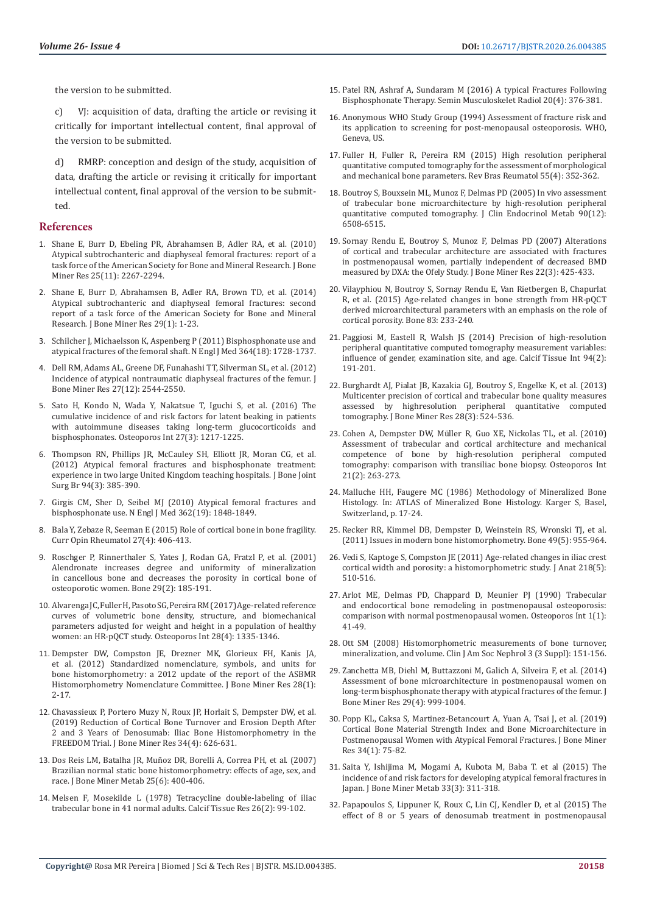the version to be submitted.

c) VJ: acquisition of data, drafting the article or revising it critically for important intellectual content, final approval of the version to be submitted.

d) RMRP: conception and design of the study, acquisition of data, drafting the article or revising it critically for important intellectual content, final approval of the version to be submitted.

## References

1. Shane E, Burr D, Ebeling PR, Abrahamsen B, Adler RA, et al. (2010) Atypical subtrochanteric and diaphyseal femoral fractures: report of a task force of the American Society for Bone and Mineral Research. J Bone Miner Res 25(11): 2267-2294.
2. Shane E, Burr D, Abrahamsen B, Adler RA, Brown TD, et al. (2014) Atypical subtrochanteric and diaphyseal femoral fractures: second report of a task force of the American Society for Bone and Mineral Research. J Bone Miner Res 29(1): 1-23.
3. Schilcher J, Michaelsson K, Aspenberg P (2011) Bisphosphonate use and atypical fractures of the femoral shaft. N Engl J Med 364(18): 1728-1737.
4. Dell RM, Adams AL, Greene DF, Funahashi TT, Silverman SL, et al. (2012) Incidence of atypical nontraumatic diaphyseal fractures of the femur. J Bone Miner Res 27(12): 2544-2550.
5. Sato H, Kondo N, Wada Y, Nakatsue T, Iguchi S, et al. (2016) The cumulative incidence of and risk factors for latent beaking in patients with autoimmune diseases taking long-term glucocorticoids and bisphosphonates. Osteoporos Int 27(3): 1217-1225.
6. Thompson RN, Phillips JR, McCauley SH, Elliott JR, Moran CG, et al. (2012) Atypical femoral fractures and bisphosphonate treatment: experience in two large United Kingdom teaching hospitals. J Bone Joint Surg Br 94(3): 385-390.
7. Girgis CM, Sher D, Seibel MJ (2010) Atypical femoral fractures and bisphosphonate use. N Engl J Med 362(19): 1848-1849.
8. Bala Y, Zebaze R, Seeman E (2015) Role of cortical bone in bone fragility. Curr Opin Rheumatol 27(4): 406-413.
9. Roschger P, Rinnerthaler S, Yates J, Rodan GA, Fratzl P, et al. (2001) Alendronate increases degree and uniformity of mineralization in cancellous bone and decreases the porosity in cortical bone of osteoporotic women. Bone 29(2): 185-191.
10. Alvarenga JC, Fuller H, Pasoto SG, Pereira RM (2017) Age-related reference curves of volumetric bone density, structure, and biomechanical parameters adjusted for weight and height in a population of healthy women: an HR-pQCT study. Osteoporos Int 28(4): 1335-1346.
11. Dempster DW, Compston JE, Drezner MK, Glorieux FH, Kanis JA, et al. (2012) Standardized nomenclature, symbols, and units for bone histomorphometry: a 2012 update of the report of the ASBMR Histomorphometry Nomenclature Committee. J Bone Miner Res 28(1): 2-17.
12. Chavassieux P, Portero Muzy N, Roux JP, Horlait S, Dempster DW, et al. (2019) Reduction of Cortical Bone Turnover and Erosion Depth After 2 and 3 Years of Denosumab: Iliac Bone Histomorphometry in the FREEDOM Trial. J Bone Miner Res 34(4): 626-631.
13. Dos Reis LM, Batalha JR, Muñoz DR, Borelli A, Correa PH, et al. (2007) Brazilian normal static bone histomorphometry: effects of age, sex, and race. J Bone Miner Metab 25(6): 400-406.
14. Melsen F, Mosekilde L (1978) Tetracycline double-labeling of iliac trabecular bone in 41 normal adults. Calcif Tissue Res 26(2): 99-102.
15. Patel RN, Ashraf A, Sundaram M (2016) A typical Fractures Following Bisphosphonate Therapy. Semin Musculoskelet Radiol 20(4): 376-381.
16. Anonymous WHO Study Group (1994) Assessment of fracture risk and its application to screening for post-menopausal osteoporosis. WHO, Geneva, US.
17. Fuller H, Fuller R, Pereira RM (2015) High resolution peripheral quantitative computed tomography for the assessment of morphological and mechanical bone parameters. Rev Bras Reumatol 55(4): 352-362.
18. Boutroy S, Bouxsein ML, Munoz F, Delmas PD (2005) In vivo assessment of trabecular bone microarchitecture by high-resolution peripheral quantitative computed tomography. J Clin Endocrinol Metab 90(12): 6508-6515.
19. Sornay Rendu E, Boutroy S, Munoz F, Delmas PD (2007) Alterations of cortical and trabecular architecture are associated with fractures in postmenopausal women, partially independent of decreased BMD measured by DXA: the Ofely Study. J Bone Miner Res 22(3): 425-433.
20. Vilayphiou N, Boutroy S, Sornay Rendu E, Van Rietbergen B, Chapurlat R, et al. (2015) Age-related changes in bone strength from HR-pQCT derived microarchitectural parameters with an emphasis on the role of cortical porosity. Bone 83: 233-240.
21. Paggiosi M, Eastell R, Walsh JS (2014) Precision of high-resolution peripheral quantitative computed tomography measurement variables: influence of gender, examination site, and age. Calcif Tissue Int 94(2): 191-201.
22. Burghardt AJ, Pialat JB, Kazakia GJ, Boutroy S, Engelke K, et al. (2013) Multicenter precision of cortical and trabecular bone quality measures assessed by highresolution peripheral quantitative computed tomography. J Bone Miner Res 28(3): 524-536.
23. Cohen A, Dempster DW, Müller R, Guo XE, Nickolas TL, et al. (2010) Assessment of trabecular and cortical architecture and mechanical competence of bone by high-resolution peripheral computed tomography: comparison with transiliac bone biopsy. Osteoporos Int 21(2): 263-273.
24. Malluche HH, Faugere MC (1986) Methodology of Mineralized Bone Histology. In: ATLAS of Mineralized Bone Histology. Karger S, Basel, Switzerland, p. 17-24.
25. Recker RR, Kimmel DB, Dempster D, Weinstein RS, Wronski TJ, et al. (2011) Issues in modern bone histomorphometry. Bone 49(5): 955-964.
26. Vedi S, Kaptoge S, Compston JE (2011) Age-related changes in iliac crest cortical width and porosity: a histomorphometric study. J Anat 218(5): 510-516.
27. Arlot ME, Delmas PD, Chappard D, Meunier PJ (1990) Trabecular and endocortical bone remodeling in postmenopausal osteoporosis: comparison with normal postmenopausal women. Osteoporos Int 1(1): 41-49.
28. Ott SM (2008) Histomorphometric measurements of bone turnover, mineralization, and volume. Clin J Am Soc Nephrol 3 (3 Suppl): 151-156.
29. Zanchetta MB, Diehl M, Buttazzoni M, Galich A, Silveira F, et al. (2014) Assessment of bone microarchitecture in postmenopausal women on long-term bisphosphonate therapy with atypical fractures of the femur. J Bone Miner Res 29(4): 999-1004.
30. Popp KL, Caksa S, Martinez-Betancourt A, Yuan A, Tsai J, et al. (2019) Cortical Bone Material Strength Index and Bone Microarchitecture in Postmenopausal Women with Atypical Femoral Fractures. J Bone Miner Res 34(1): 75-82.
31. Saita Y, Ishijima M, Mogami A, Kubota M, Baba T. et al (2015) The incidence of and risk factors for developing atypical femoral fractures in Japan. J Bone Miner Metab 33(3): 311-318.
32. Papapoulos S, Lippuner K, Roux C, Lin CJ, Kendler D, et al (2015) The effect of 8 or 5 years of denosumab treatment in postmenopausal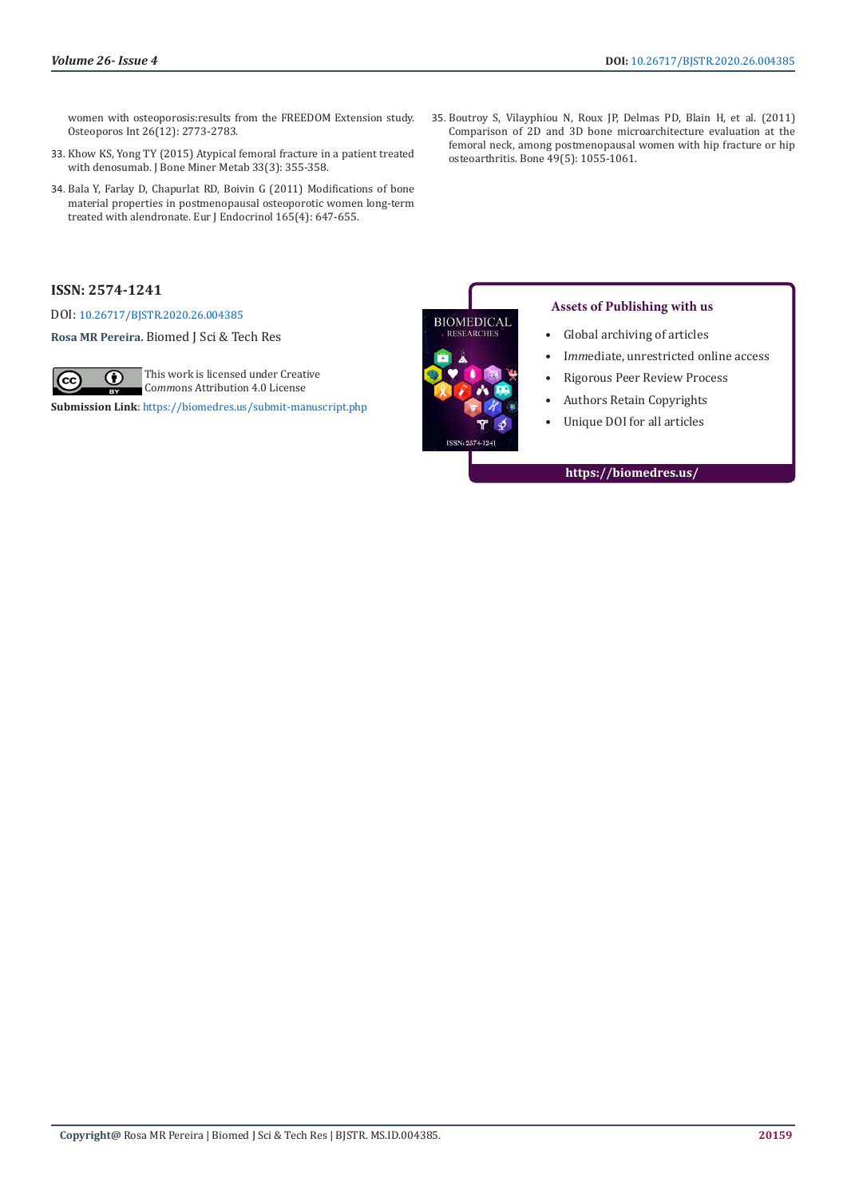women with osteoporosis:results from the FREEDOM Extension study. Osteoporos Int 26(12): 2773-2783.

33. Khow KS, Yong TY (2015) Atypical femoral fracture in a patient treated with denosumab. J Bone Miner Metab 33(3): 355-358.
34. Bala Y, Farlay D, Chapurlat RD, Boivin G (2011) Modifications of bone material properties in postmenopausal osteoporotic women long-term treated with alendronate. Eur J Endocrinol 165(4): 647-655.
35. Boutroy S, Vilayphiou N, Roux JP, Delmas PD, Blain H, et al. (2011) Comparison of 2D and 3D bone microarchitecture evaluation at the femoral neck, among postmenopausal women with hip fracture or hip osteoarthritis. Bone 49(5): 1055-1061.

**ISSN: 2574-1241**

DOI: 10.26717/BJSTR.2020.26.004385

**Rosa MR Pereira.** Biomed J Sci & Tech Res

This work is licensed under Creative Commons Attribution 4.0 License

**Submission Link**: https://biomedres.us/submit-manuscript.php

**Assets of Publishing with us**

- Global archiving of articles
- Immediate, unrestricted online access
- Rigorous Peer Review Process
- Authors Retain Copyrights
- Unique DOI for all articles

**https://biomedres.us/**